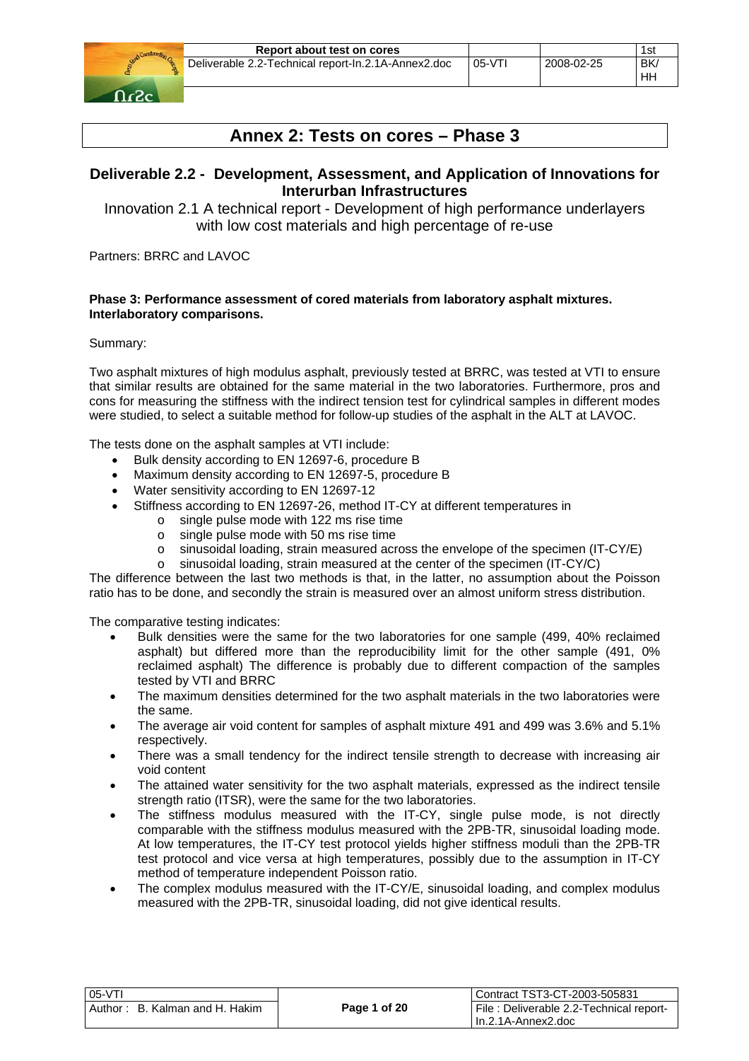# Annex 2: Tests on cores – Phase 3

## Deliverable 2.2 - Development, Assessment, and Application of Innovations for Interurban Infrastructures

Innovation 2.1 A technical report - Development of high performance underlayers with low cost materials and high percentage of re-use

Partners: BRRC and LAVOC

**Phase 3: Performance assessment of cored materials from laboratory asphalt mixtures. Interlaboratory comparisons.**

Summary:

Two asphalt mixtures of high modulus asphalt, previously tested at BRRC, was tested at VTI to ensure that similar results are obtained for the same material in the two laboratories. Furthermore, pros and cons for measuring the stiffness with the indirect tension test for cylindrical samples in different modes were studied, to select a suitable method for follow-up studies of the asphalt in the ALT at LAVOC.

The tests done on the asphalt samples at VTI include:

- Bulk density according to EN 12697-6, procedure B
- Maximum density according to EN 12697-5, procedure B
- Water sensitivity according to EN 12697-12
- Stiffness according to EN 12697-26, method IT-CY at different temperatures in
  - single pulse mode with 122 ms rise time
  - single pulse mode with 50 ms rise time
  - sinusoidal loading, strain measured across the envelope of the specimen (IT-CY/E)
  - sinusoidal loading, strain measured at the center of the specimen (IT-CY/C)

The difference between the last two methods is that, in the latter, no assumption about the Poisson ratio has to be done, and secondly the strain is measured over an almost uniform stress distribution.

The comparative testing indicates:

- Bulk densities were the same for the two laboratories for one sample (499, 40% reclaimed asphalt) but differed more than the reproducibility limit for the other sample (491, 0% reclaimed asphalt) The difference is probably due to different compaction of the samples tested by VTI and BRRC
- The maximum densities determined for the two asphalt materials in the two laboratories were the same.
- The average air void content for samples of asphalt mixture 491 and 499 was 3.6% and 5.1% respectively.
- There was a small tendency for the indirect tensile strength to decrease with increasing air void content
- The attained water sensitivity for the two asphalt materials, expressed as the indirect tensile strength ratio (ITSR), were the same for the two laboratories.
- The stiffness modulus measured with the IT-CY, single pulse mode, is not directly comparable with the stiffness modulus measured with the 2PB-TR, sinusoidal loading mode. At low temperatures, the IT-CY test protocol yields higher stiffness moduli than the 2PB-TR test protocol and vice versa at high temperatures, possibly due to the assumption in IT-CY method of temperature independent Poisson ratio.
- The complex modulus measured with the IT-CY/E, sinusoidal loading, and complex modulus measured with the 2PB-TR, sinusoidal loading, did not give identical results.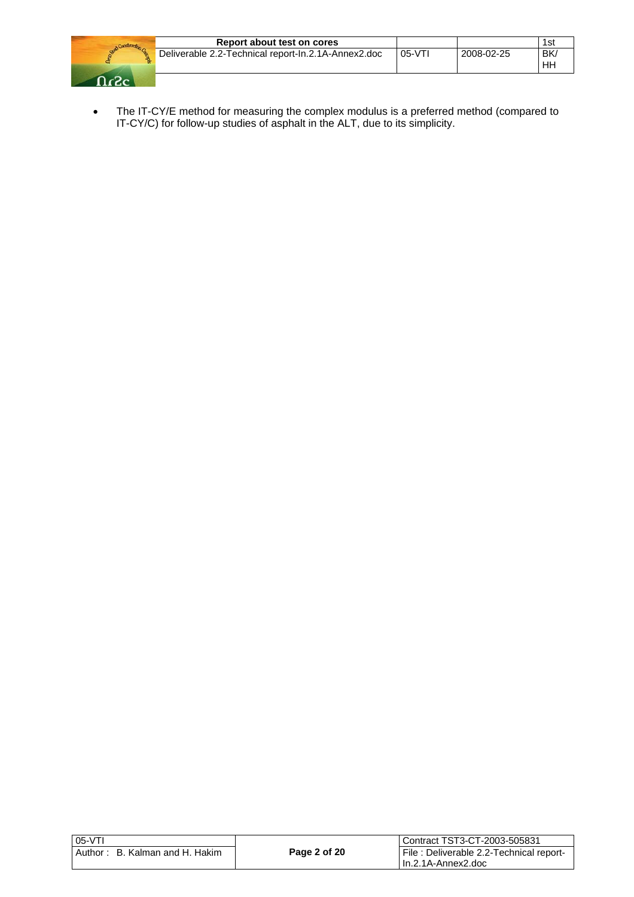- The IT-CY/E method for measuring the complex modulus is a preferred method (compared to IT-CY/C) for follow-up studies of asphalt in the ALT, due to its simplicity.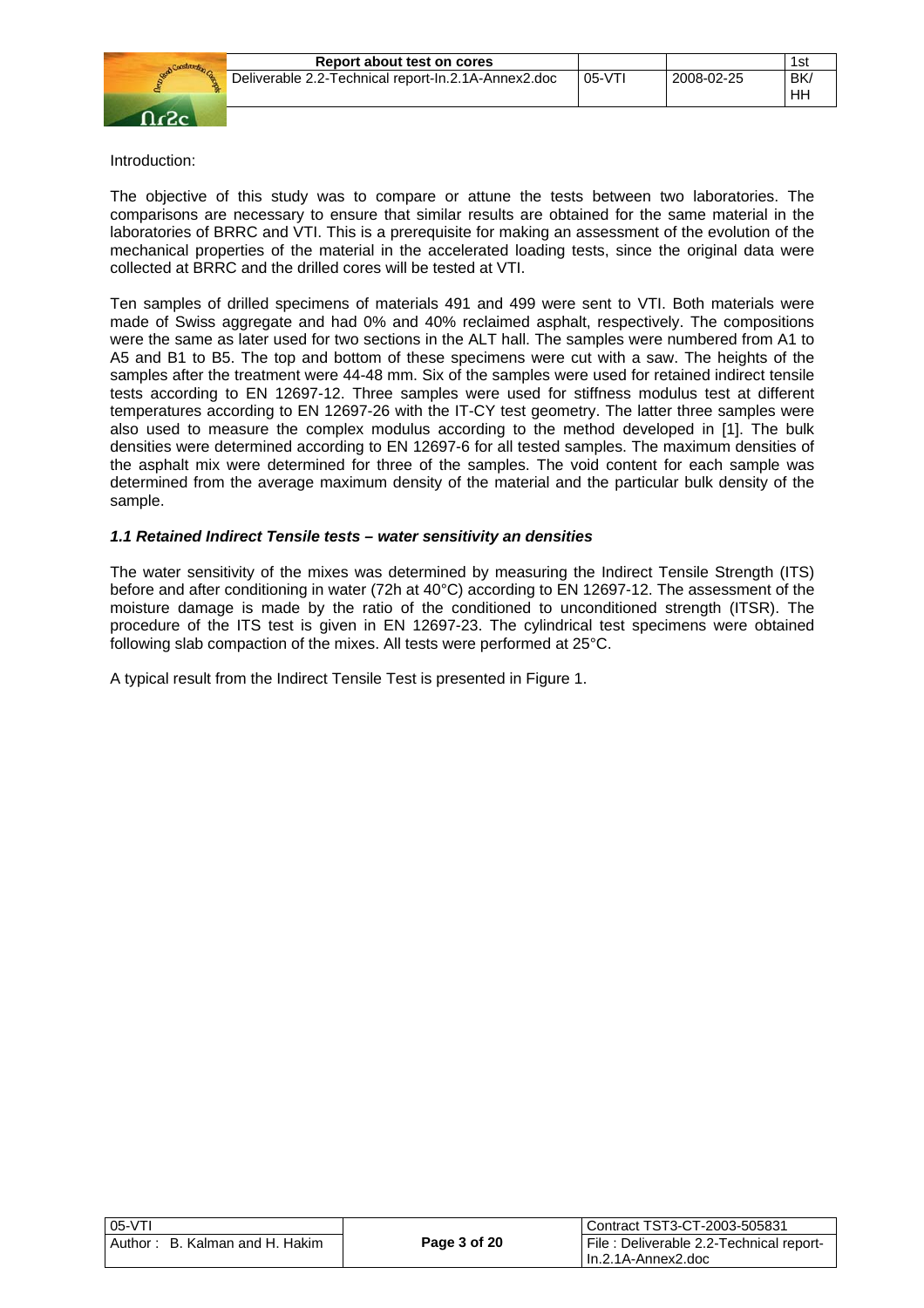Introduction:

The objective of this study was to compare or attune the tests between two laboratories. The comparisons are necessary to ensure that similar results are obtained for the same material in the laboratories of BRRC and VTI. This is a prerequisite for making an assessment of the evolution of the mechanical properties of the material in the accelerated loading tests, since the original data were collected at BRRC and the drilled cores will be tested at VTI.

Ten samples of drilled specimens of materials 491 and 499 were sent to VTI. Both materials were made of Swiss aggregate and had 0% and 40% reclaimed asphalt, respectively. The compositions were the same as later used for two sections in the ALT hall. The samples were numbered from A1 to A5 and B1 to B5. The top and bottom of these specimens were cut with a saw. The heights of the samples after the treatment were 44-48 mm. Six of the samples were used for retained indirect tensile tests according to EN 12697-12. Three samples were used for stiffness modulus test at different temperatures according to EN 12697-26 with the IT-CY test geometry. The latter three samples were also used to measure the complex modulus according to the method developed in [1]. The bulk densities were determined according to EN 12697-6 for all tested samples. The maximum densities of the asphalt mix were determined for three of the samples. The void content for each sample was determined from the average maximum density of the material and the particular bulk density of the sample.

### *1.1 Retained Indirect Tensile tests – water sensitivity an densities*

The water sensitivity of the mixes was determined by measuring the Indirect Tensile Strength (ITS) before and after conditioning in water (72h at 40°C) according to EN 12697-12. The assessment of the moisture damage is made by the ratio of the conditioned to unconditioned strength (ITSR). The procedure of the ITS test is given in EN 12697-23. The cylindrical test specimens were obtained following slab compaction of the mixes. All tests were performed at 25°C.

A typical result from the Indirect Tensile Test is presented in Figure 1.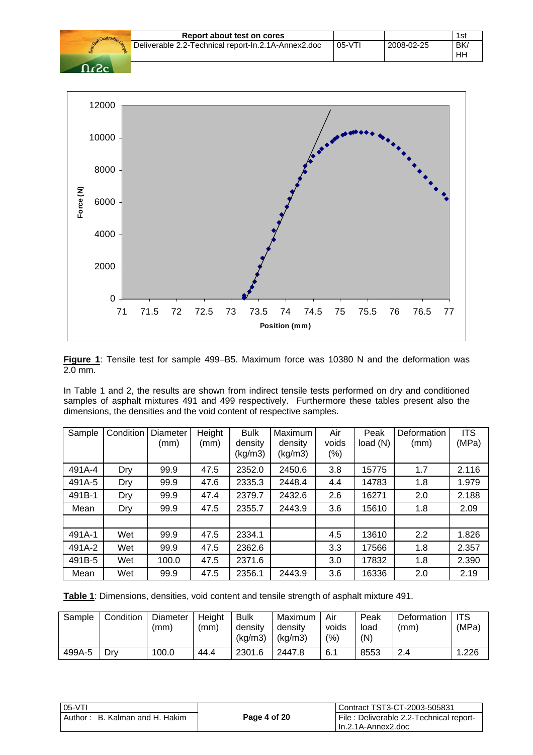**Figure 1**: Tensile test for sample 499–B5. Maximum force was 10380 N and the deformation was 2.0 mm.

In Table 1 and 2, the results are shown from indirect tensile tests performed on dry and conditioned samples of asphalt mixtures 491 and 499 respectively. Furthermore these tables present also the dimensions, the densities and the void content of respective samples.

| Sample | Condition | Diameter (mm) | Height (mm) | Bulk density (kg/m3) | Maximum density (kg/m3) | Air voids (%) | Peak load (N) | Deformation (mm) | ITS (MPa) |
|---|---|---|---|---|---|---|---|---|---|
| 491A-4 | Dry | 99.9 | 47.5 | 2352.0 | 2450.6 | 3.8 | 15775 | 1.7 | 2.116 |
| 491A-5 | Dry | 99.9 | 47.6 | 2335.3 | 2448.4 | 4.4 | 14783 | 1.8 | 1.979 |
| 491B-1 | Dry | 99.9 | 47.4 | 2379.7 | 2432.6 | 2.6 | 16271 | 2.0 | 2.188 |
| Mean | Dry | 99.9 | 47.5 | 2355.7 | 2443.9 | 3.6 | 15610 | 1.8 | 2.09 |
| | | | | | | | | | |
| 491A-1 | Wet | 99.9 | 47.5 | 2334.1 | | 4.5 | 13610 | 2.2 | 1.826 |
| 491A-2 | Wet | 99.9 | 47.5 | 2362.6 | | 3.3 | 17566 | 1.8 | 2.357 |
| 491B-5 | Wet | 100.0 | 47.5 | 2371.6 | | 3.0 | 17832 | 1.8 | 2.390 |
| Mean | Wet | 99.9 | 47.5 | 2356.1 | 2443.9 | 3.6 | 16336 | 2.0 | 2.19 |

**Table 1**: Dimensions, densities, void content and tensile strength of asphalt mixture 491.

| Sample | Condition | Diameter (mm) | Height (mm) | Bulk density (kg/m3) | Maximum density (kg/m3) | Air voids (%) | Peak load (N) | Deformation (mm) | ITS (MPa) |
|---|---|---|---|---|---|---|---|---|---|
| 499A-5 | Dry | 100.0 | 44.4 | 2301.6 | 2447.8 | 6.1 | 8553 | 2.4 | 1.226 |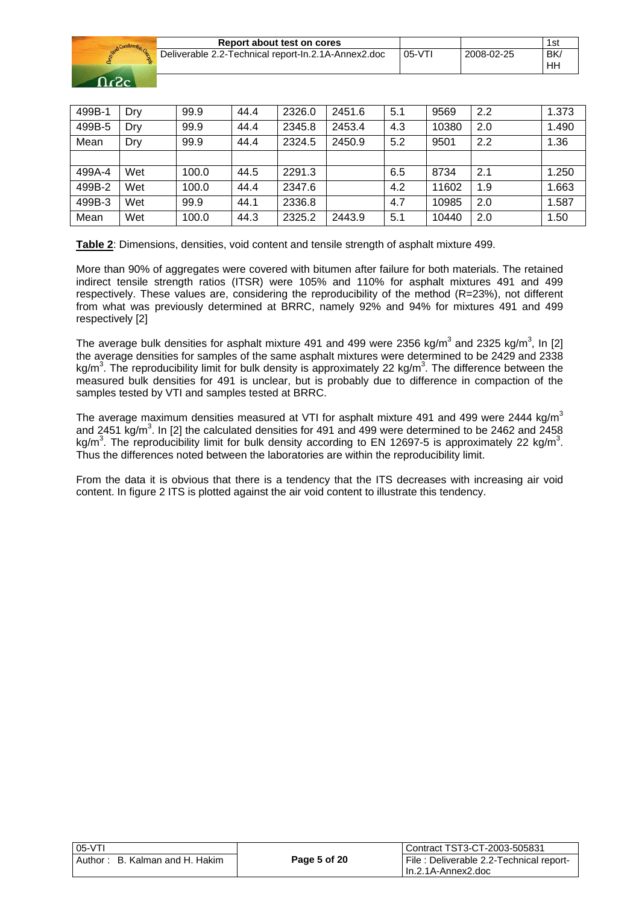| 499B-1 | Dry | 99.9 | 44.4 | 2326.0 | 2451.6 | 5.1 | 9569 | 2.2 | 1.373 |
|---|---|---|---|---|---|---|---|---|---|
| 499B-5 | Dry | 99.9 | 44.4 | 2345.8 | 2453.4 | 4.3 | 10380 | 2.0 | 1.490 |
| Mean | Dry | 99.9 | 44.4 | 2324.5 | 2450.9 | 5.2 | 9501 | 2.2 | 1.36 |
| | | | | | | | | | |
| 499A-4 | Wet | 100.0 | 44.5 | 2291.3 | | 6.5 | 8734 | 2.1 | 1.250 |
| 499B-2 | Wet | 100.0 | 44.4 | 2347.6 | | 4.2 | 11602 | 1.9 | 1.663 |
| 499B-3 | Wet | 99.9 | 44.1 | 2336.8 | | 4.7 | 10985 | 2.0 | 1.587 |
| Mean | Wet | 100.0 | 44.3 | 2325.2 | 2443.9 | 5.1 | 10440 | 2.0 | 1.50 |

**Table 2**: Dimensions, densities, void content and tensile strength of asphalt mixture 499.

More than 90% of aggregates were covered with bitumen after failure for both materials. The retained indirect tensile strength ratios (ITSR) were 105% and 110% for asphalt mixtures 491 and 499 respectively. These values are, considering the reproducibility of the method (R=23%), not different from what was previously determined at BRRC, namely 92% and 94% for mixtures 491 and 499 respectively [2]

The average bulk densities for asphalt mixture 491 and 499 were 2356 kg/m$^3$ and 2325 kg/m$^3$, In [2] the average densities for samples of the same asphalt mixtures were determined to be 2429 and 2338 kg/m$^3$. The reproducibility limit for bulk density is approximately 22 kg/m$^3$. The difference between the measured bulk densities for 491 is unclear, but is probably due to difference in compaction of the samples tested by VTI and samples tested at BRRC.

The average maximum densities measured at VTI for asphalt mixture 491 and 499 were 2444 kg/m$^3$ and 2451 kg/m$^3$. In [2] the calculated densities for 491 and 499 were determined to be 2462 and 2458 kg/m$^3$. The reproducibility limit for bulk density according to EN 12697-5 is approximately 22 kg/m$^3$. Thus the differences noted between the laboratories are within the reproducibility limit.

From the data it is obvious that there is a tendency that the ITS decreases with increasing air void content. In figure 2 ITS is plotted against the air void content to illustrate this tendency.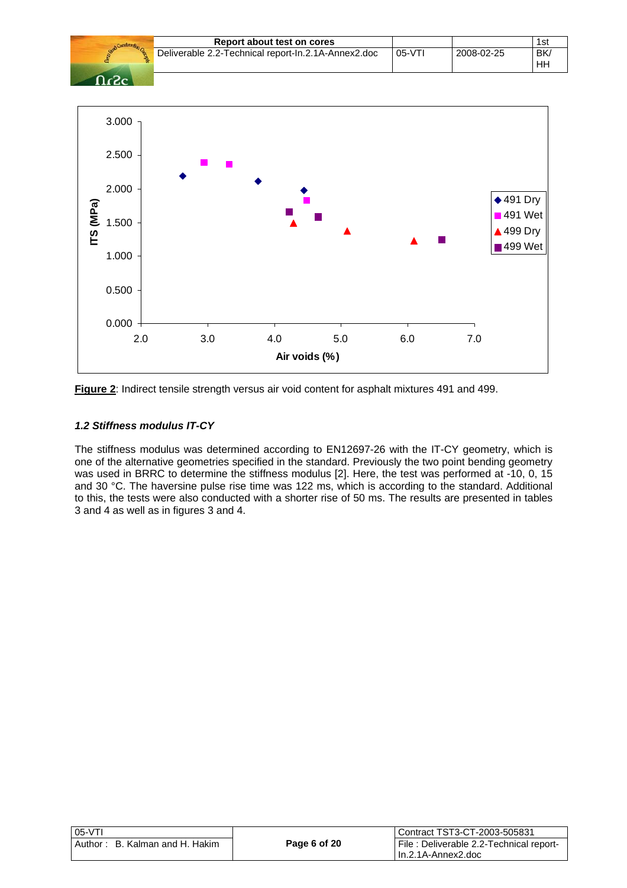**Figure 2**: Indirect tensile strength versus air void content for asphalt mixtures 491 and 499.

### *1.2 Stiffness modulus IT-CY*

The stiffness modulus was determined according to EN12697-26 with the IT-CY geometry, which is one of the alternative geometries specified in the standard. Previously the two point bending geometry was used in BRRC to determine the stiffness modulus [2]. Here, the test was performed at -10, 0, 15 and 30 °C. The haversine pulse rise time was 122 ms, which is according to the standard. Additional to this, the tests were also conducted with a shorter rise of 50 ms. The results are presented in tables 3 and 4 as well as in figures 3 and 4.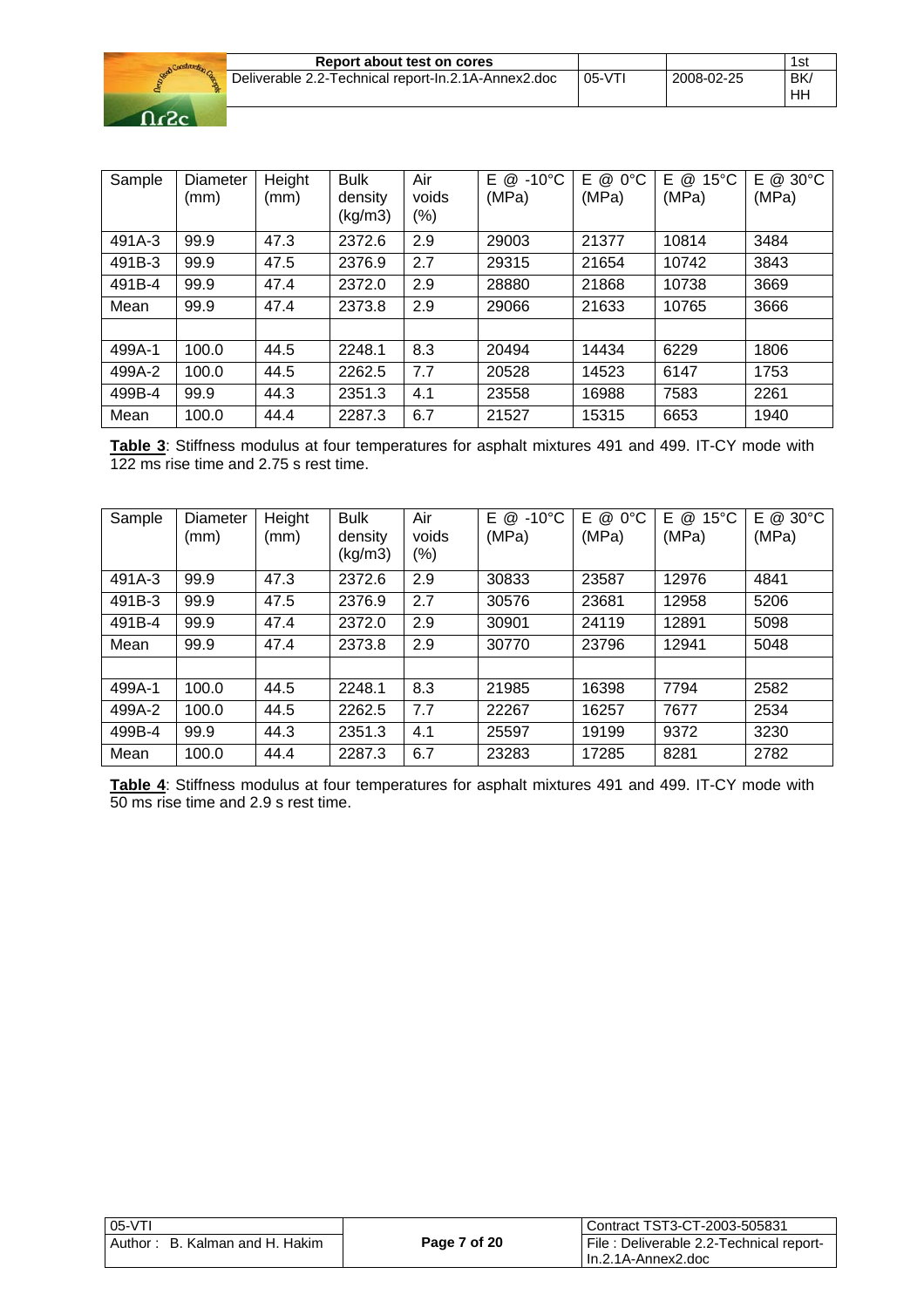| Sample | Diameter (mm) | Height (mm) | Bulk density (kg/m3) | Air voids (%) | E @ -10°C (MPa) | E @ 0°C (MPa) | E @ 15°C (MPa) | E @ 30°C (MPa) |
|---|---|---|---|---|---|---|---|---|
| 491A-3 | 99.9 | 47.3 | 2372.6 | 2.9 | 29003 | 21377 | 10814 | 3484 |
| 491B-3 | 99.9 | 47.5 | 2376.9 | 2.7 | 29315 | 21654 | 10742 | 3843 |
| 491B-4 | 99.9 | 47.4 | 2372.0 | 2.9 | 28880 | 21868 | 10738 | 3669 |
| Mean | 99.9 | 47.4 | 2373.8 | 2.9 | 29066 | 21633 | 10765 | 3666 |
| | | | | | | | | |
| 499A-1 | 100.0 | 44.5 | 2248.1 | 8.3 | 20494 | 14434 | 6229 | 1806 |
| 499A-2 | 100.0 | 44.5 | 2262.5 | 7.7 | 20528 | 14523 | 6147 | 1753 |
| 499B-4 | 99.9 | 44.3 | 2351.3 | 4.1 | 23558 | 16988 | 7583 | 2261 |
| Mean | 100.0 | 44.4 | 2287.3 | 6.7 | 21527 | 15315 | 6653 | 1940 |

**Table 3**: Stiffness modulus at four temperatures for asphalt mixtures 491 and 499. IT-CY mode with 122 ms rise time and 2.75 s rest time.

| Sample | Diameter (mm) | Height (mm) | Bulk density (kg/m3) | Air voids (%) | E @ -10°C (MPa) | E @ 0°C (MPa) | E @ 15°C (MPa) | E @ 30°C (MPa) |
|---|---|---|---|---|---|---|---|---|
| 491A-3 | 99.9 | 47.3 | 2372.6 | 2.9 | 30833 | 23587 | 12976 | 4841 |
| 491B-3 | 99.9 | 47.5 | 2376.9 | 2.7 | 30576 | 23681 | 12958 | 5206 |
| 491B-4 | 99.9 | 47.4 | 2372.0 | 2.9 | 30901 | 24119 | 12891 | 5098 |
| Mean | 99.9 | 47.4 | 2373.8 | 2.9 | 30770 | 23796 | 12941 | 5048 |
| | | | | | | | | |
| 499A-1 | 100.0 | 44.5 | 2248.1 | 8.3 | 21985 | 16398 | 7794 | 2582 |
| 499A-2 | 100.0 | 44.5 | 2262.5 | 7.7 | 22267 | 16257 | 7677 | 2534 |
| 499B-4 | 99.9 | 44.3 | 2351.3 | 4.1 | 25597 | 19199 | 9372 | 3230 |
| Mean | 100.0 | 44.4 | 2287.3 | 6.7 | 23283 | 17285 | 8281 | 2782 |

**Table 4**: Stiffness modulus at four temperatures for asphalt mixtures 491 and 499. IT-CY mode with 50 ms rise time and 2.9 s rest time.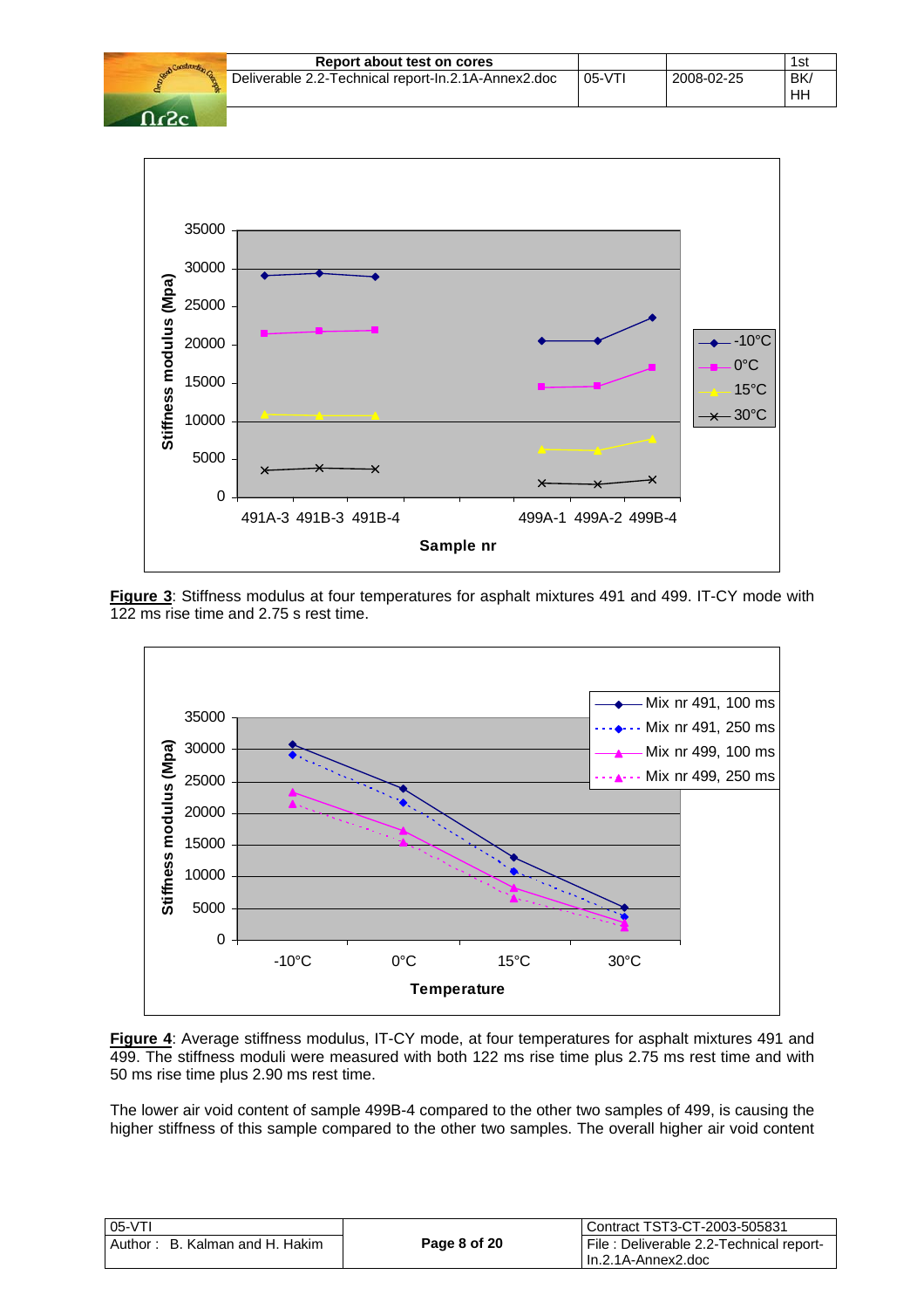**Figure 3**: Stiffness modulus at four temperatures for asphalt mixtures 491 and 499. IT-CY mode with 122 ms rise time and 2.75 s rest time.

**Figure 4**: Average stiffness modulus, IT-CY mode, at four temperatures for asphalt mixtures 491 and 499. The stiffness moduli were measured with both 122 ms rise time plus 2.75 ms rest time and with 50 ms rise time plus 2.90 ms rest time.

The lower air void content of sample 499B-4 compared to the other two samples of 499, is causing the higher stiffness of this sample compared to the other two samples. The overall higher air void content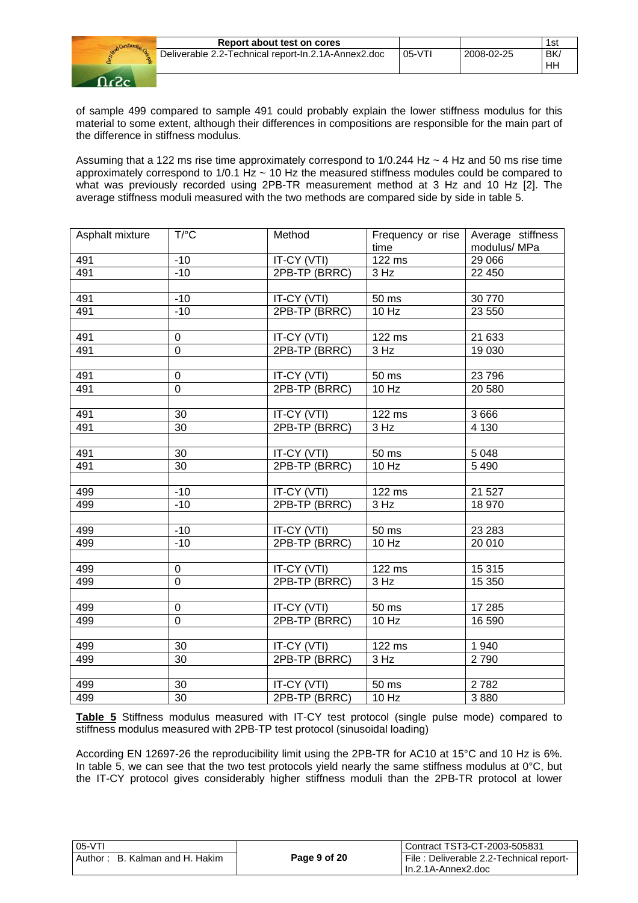of sample 499 compared to sample 491 could probably explain the lower stiffness modulus for this material to some extent, although their differences in compositions are responsible for the main part of the difference in stiffness modulus.

Assuming that a 122 ms rise time approximately correspond to 1/0.244 Hz ~ 4 Hz and 50 ms rise time approximately correspond to 1/0.1 Hz ~ 10 Hz the measured stiffness modules could be compared to what was previously recorded using 2PB-TR measurement method at 3 Hz and 10 Hz [2]. The average stiffness moduli measured with the two methods are compared side by side in table 5.

| Asphalt mixture | T/°C | Method | Frequency or rise time | Average stiffness modulus/ MPa |
|---|---|---|---|---|
| 491 | -10 | IT-CY (VTI) | 122 ms | 29 066 |
| 491 | -10 | 2PB-TP (BRRC) | 3 Hz | 22 450 |
| | | | | |
| 491 | -10 | IT-CY (VTI) | 50 ms | 30 770 |
| 491 | -10 | 2PB-TP (BRRC) | 10 Hz | 23 550 |
| | | | | |
| 491 | 0 | IT-CY (VTI) | 122 ms | 21 633 |
| 491 | 0 | 2PB-TP (BRRC) | 3 Hz | 19 030 |
| | | | | |
| 491 | 0 | IT-CY (VTI) | 50 ms | 23 796 |
| 491 | 0 | 2PB-TP (BRRC) | 10 Hz | 20 580 |
| | | | | |
| 491 | 30 | IT-CY (VTI) | 122 ms | 3 666 |
| 491 | 30 | 2PB-TP (BRRC) | 3 Hz | 4 130 |
| | | | | |
| 491 | 30 | IT-CY (VTI) | 50 ms | 5 048 |
| 491 | 30 | 2PB-TP (BRRC) | 10 Hz | 5 490 |
| | | | | |
| 499 | -10 | IT-CY (VTI) | 122 ms | 21 527 |
| 499 | -10 | 2PB-TP (BRRC) | 3 Hz | 18 970 |
| | | | | |
| 499 | -10 | IT-CY (VTI) | 50 ms | 23 283 |
| 499 | -10 | 2PB-TP (BRRC) | 10 Hz | 20 010 |
| | | | | |
| 499 | 0 | IT-CY (VTI) | 122 ms | 15 315 |
| 499 | 0 | 2PB-TP (BRRC) | 3 Hz | 15 350 |
| | | | | |
| 499 | 0 | IT-CY (VTI) | 50 ms | 17 285 |
| 499 | 0 | 2PB-TP (BRRC) | 10 Hz | 16 590 |
| | | | | |
| 499 | 30 | IT-CY (VTI) | 122 ms | 1 940 |
| 499 | 30 | 2PB-TP (BRRC) | 3 Hz | 2 790 |
| | | | | |
| 499 | 30 | IT-CY (VTI) | 50 ms | 2 782 |
| 499 | 30 | 2PB-TP (BRRC) | 10 Hz | 3 880 |

**Table 5** Stiffness modulus measured with IT-CY test protocol (single pulse mode) compared to stiffness modulus measured with 2PB-TP test protocol (sinusoidal loading)

According EN 12697-26 the reproducibility limit using the 2PB-TR for AC10 at 15°C and 10 Hz is 6%. In table 5, we can see that the two test protocols yield nearly the same stiffness modulus at 0°C, but the IT-CY protocol gives considerably higher stiffness moduli than the 2PB-TR protocol at lower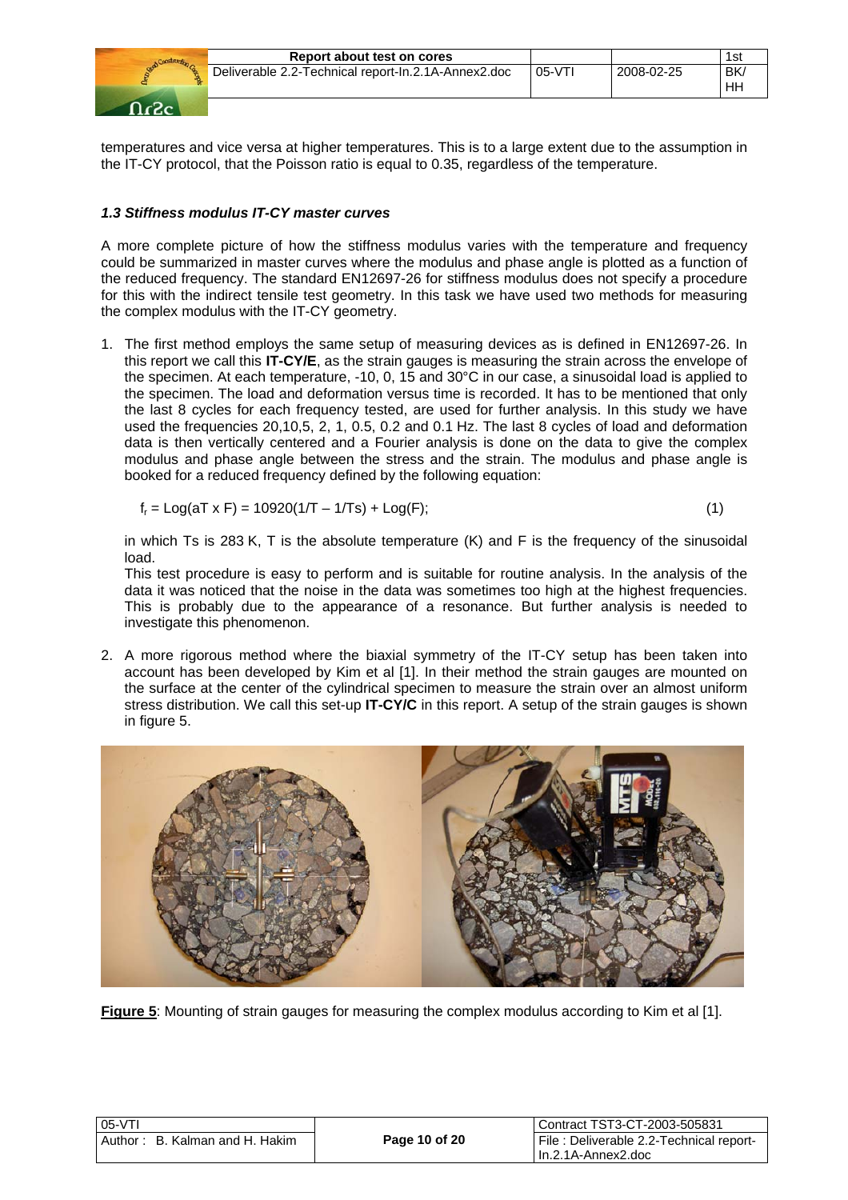temperatures and vice versa at higher temperatures. This is to a large extent due to the assumption in the IT-CY protocol, that the Poisson ratio is equal to 0.35, regardless of the temperature.

### *1.3 Stiffness modulus IT-CY master curves*

A more complete picture of how the stiffness modulus varies with the temperature and frequency could be summarized in master curves where the modulus and phase angle is plotted as a function of the reduced frequency. The standard EN12697-26 for stiffness modulus does not specify a procedure for this with the indirect tensile test geometry. In this task we have used two methods for measuring the complex modulus with the IT-CY geometry.

1. The first method employs the same setup of measuring devices as is defined in EN12697-26. In this report we call this **IT-CY/E**, as the strain gauges is measuring the strain across the envelope of the specimen. At each temperature, -10, 0, 15 and 30°C in our case, a sinusoidal load is applied to the specimen. The load and deformation versus time is recorded. It has to be mentioned that only the last 8 cycles for each frequency tested, are used for further analysis. In this study we have used the frequencies 20,10,5, 2, 1, 0.5, 0.2 and 0.1 Hz. The last 8 cycles of load and deformation data is then vertically centered and a Fourier analysis is done on the data to give the complex modulus and phase angle between the stress and the strain. The modulus and phase angle is booked for a reduced frequency defined by the following equation:

   $$f_r = \mathrm{Log}(aT \times F) = 10920(1/T - 1/Ts) + \mathrm{Log}(F); \qquad (1)$$

   in which Ts is 283 K, T is the absolute temperature (K) and F is the frequency of the sinusoidal load.
   This test procedure is easy to perform and is suitable for routine analysis. In the analysis of the data it was noticed that the noise in the data was sometimes too high at the highest frequencies. This is probably due to the appearance of a resonance. But further analysis is needed to investigate this phenomenon.

2. A more rigorous method where the biaxial symmetry of the IT-CY setup has been taken into account has been developed by Kim et al [1]. In their method the strain gauges are mounted on the surface at the center of the cylindrical specimen to measure the strain over an almost uniform stress distribution. We call this set-up **IT-CY/C** in this report. A setup of the strain gauges is shown in figure 5.

**Figure 5**: Mounting of strain gauges for measuring the complex modulus according to Kim et al [1].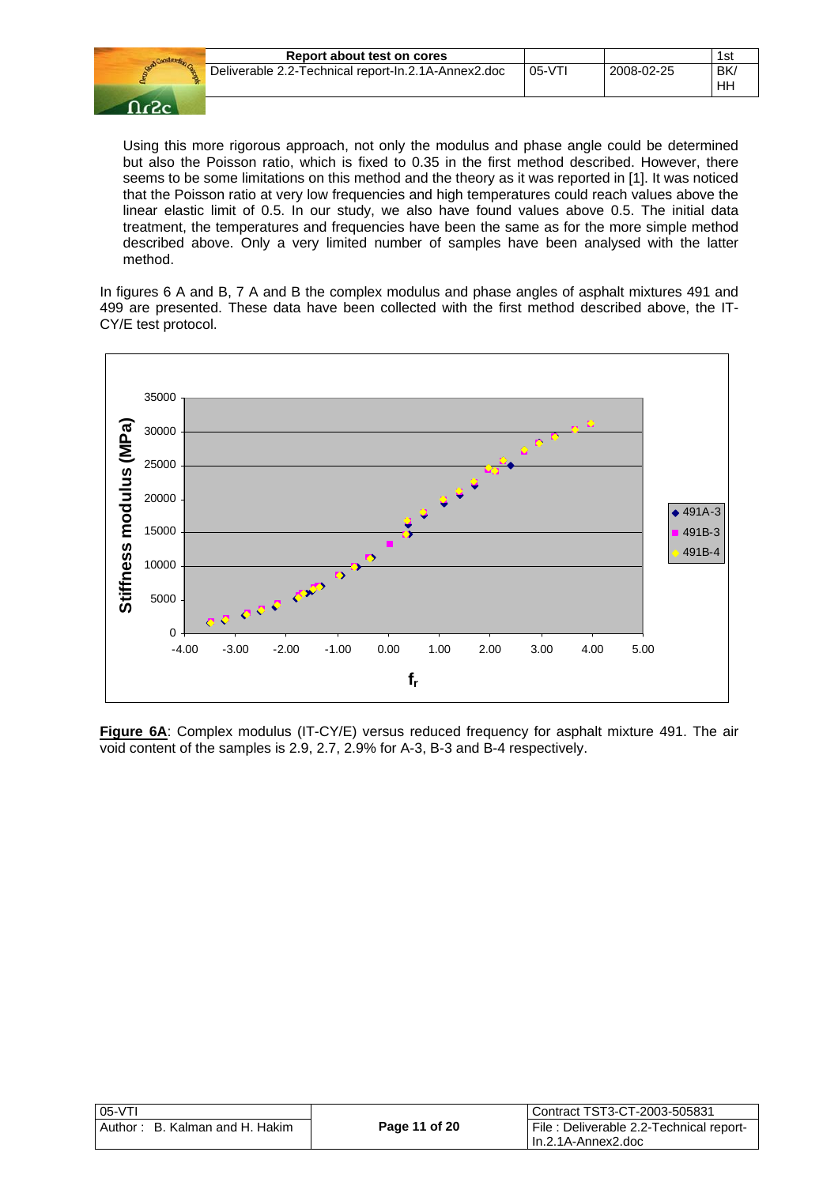Using this more rigorous approach, not only the modulus and phase angle could be determined but also the Poisson ratio, which is fixed to 0.35 in the first method described. However, there seems to be some limitations on this method and the theory as it was reported in [1]. It was noticed that the Poisson ratio at very low frequencies and high temperatures could reach values above the linear elastic limit of 0.5. In our study, we also have found values above 0.5. The initial data treatment, the temperatures and frequencies have been the same as for the more simple method described above. Only a very limited number of samples have been analysed with the latter method.

In figures 6 A and B, 7 A and B the complex modulus and phase angles of asphalt mixtures 491 and 499 are presented. These data have been collected with the first method described above, the IT-CY/E test protocol.

**Figure 6A**: Complex modulus (IT-CY/E) versus reduced frequency for asphalt mixture 491. The air void content of the samples is 2.9, 2.7, 2.9% for A-3, B-3 and B-4 respectively.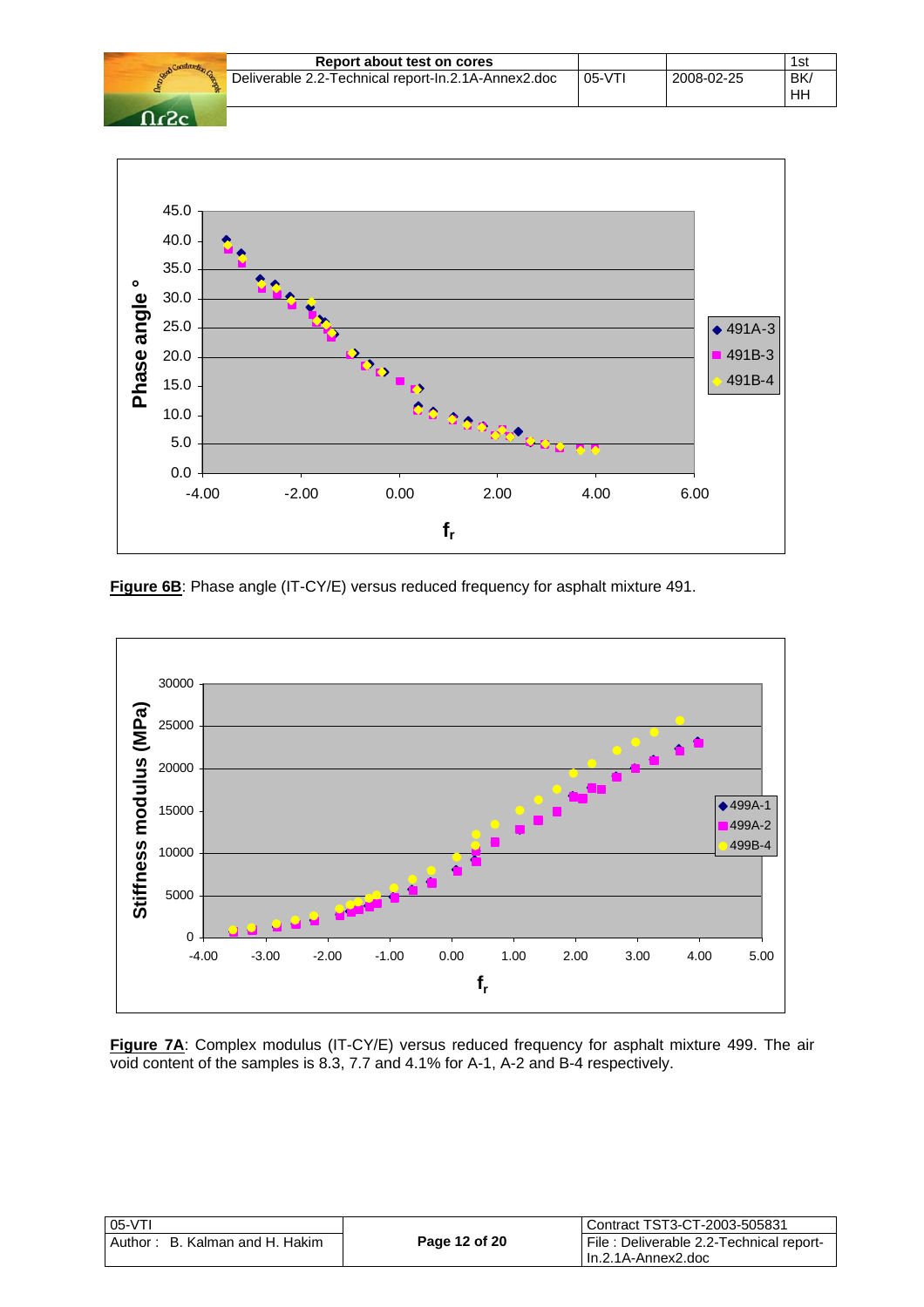**Figure 6B**: Phase angle (IT-CY/E) versus reduced frequency for asphalt mixture 491.

**Figure 7A**: Complex modulus (IT-CY/E) versus reduced frequency for asphalt mixture 499. The air void content of the samples is 8.3, 7.7 and 4.1% for A-1, A-2 and B-4 respectively.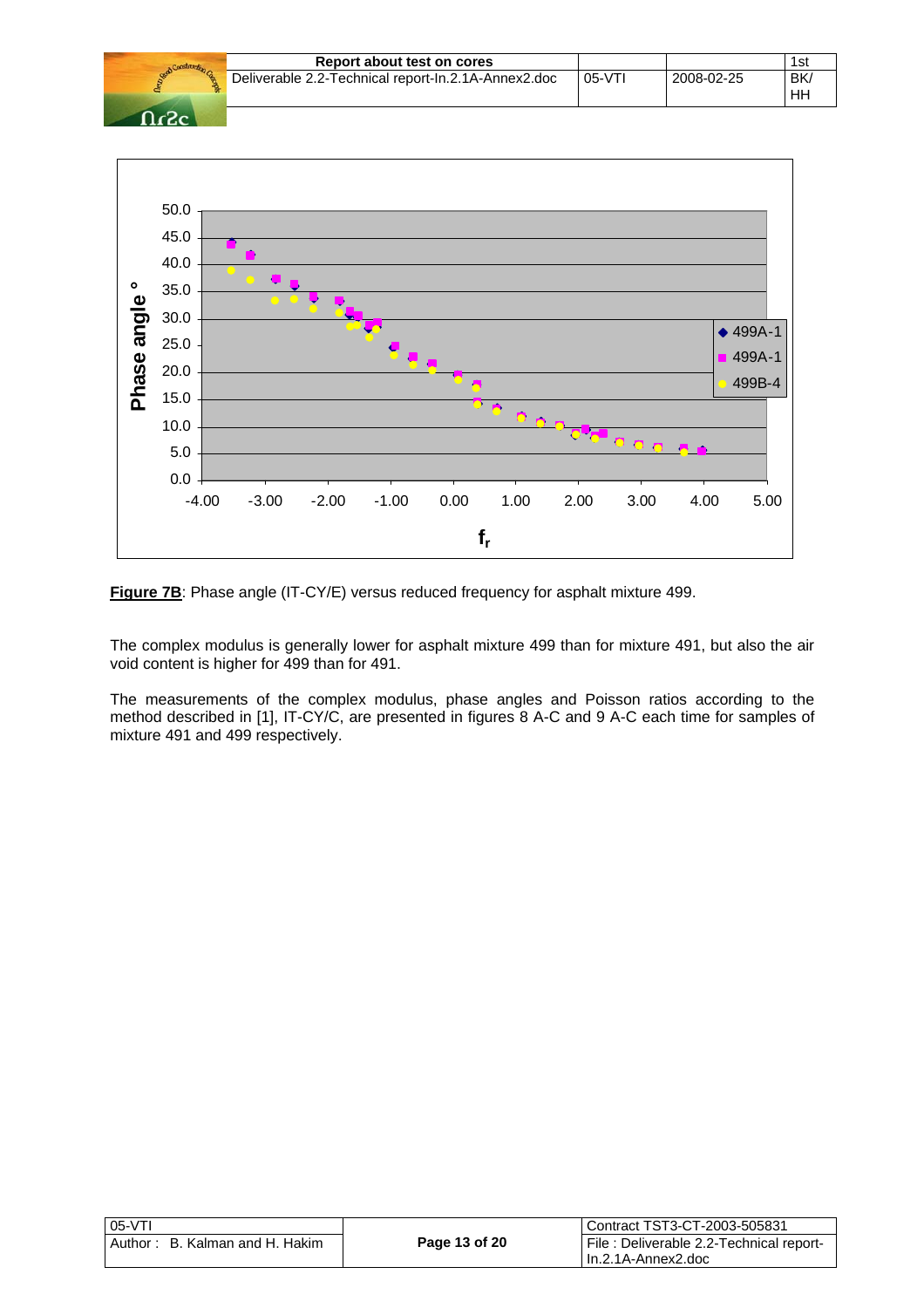**Figure 7B**: Phase angle (IT-CY/E) versus reduced frequency for asphalt mixture 499.

The complex modulus is generally lower for asphalt mixture 499 than for mixture 491, but also the air void content is higher for 499 than for 491.

The measurements of the complex modulus, phase angles and Poisson ratios according to the method described in [1], IT-CY/C, are presented in figures 8 A-C and 9 A-C each time for samples of mixture 491 and 499 respectively.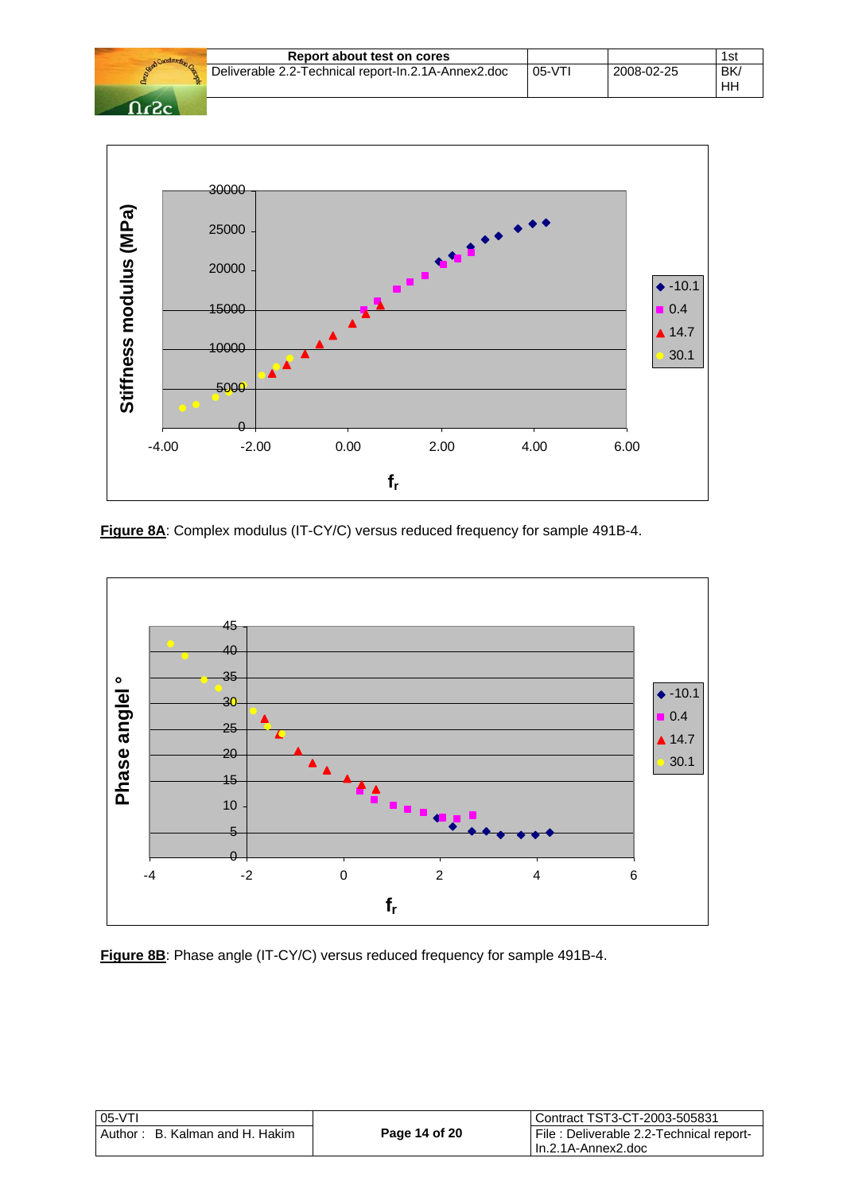**Figure 8A**: Complex modulus (IT-CY/C) versus reduced frequency for sample 491B-4.

**Figure 8B**: Phase angle (IT-CY/C) versus reduced frequency for sample 491B-4.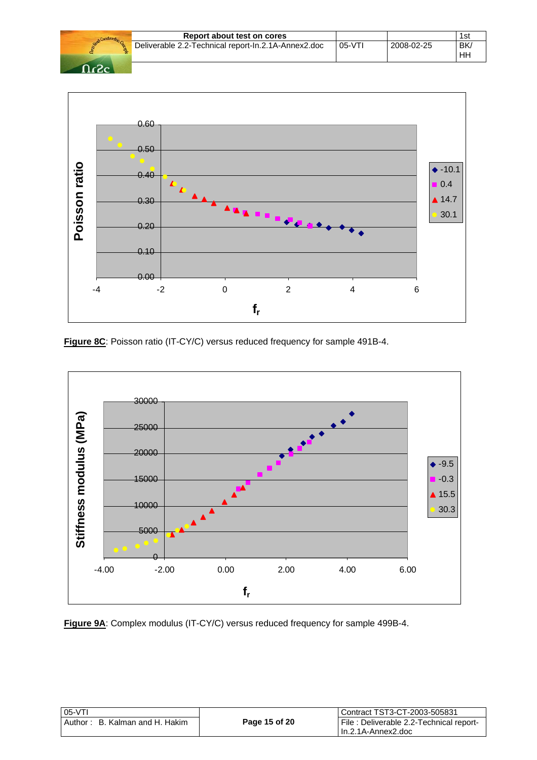**Figure 8C**: Poisson ratio (IT-CY/C) versus reduced frequency for sample 491B-4.

**Figure 9A**: Complex modulus (IT-CY/C) versus reduced frequency for sample 499B-4.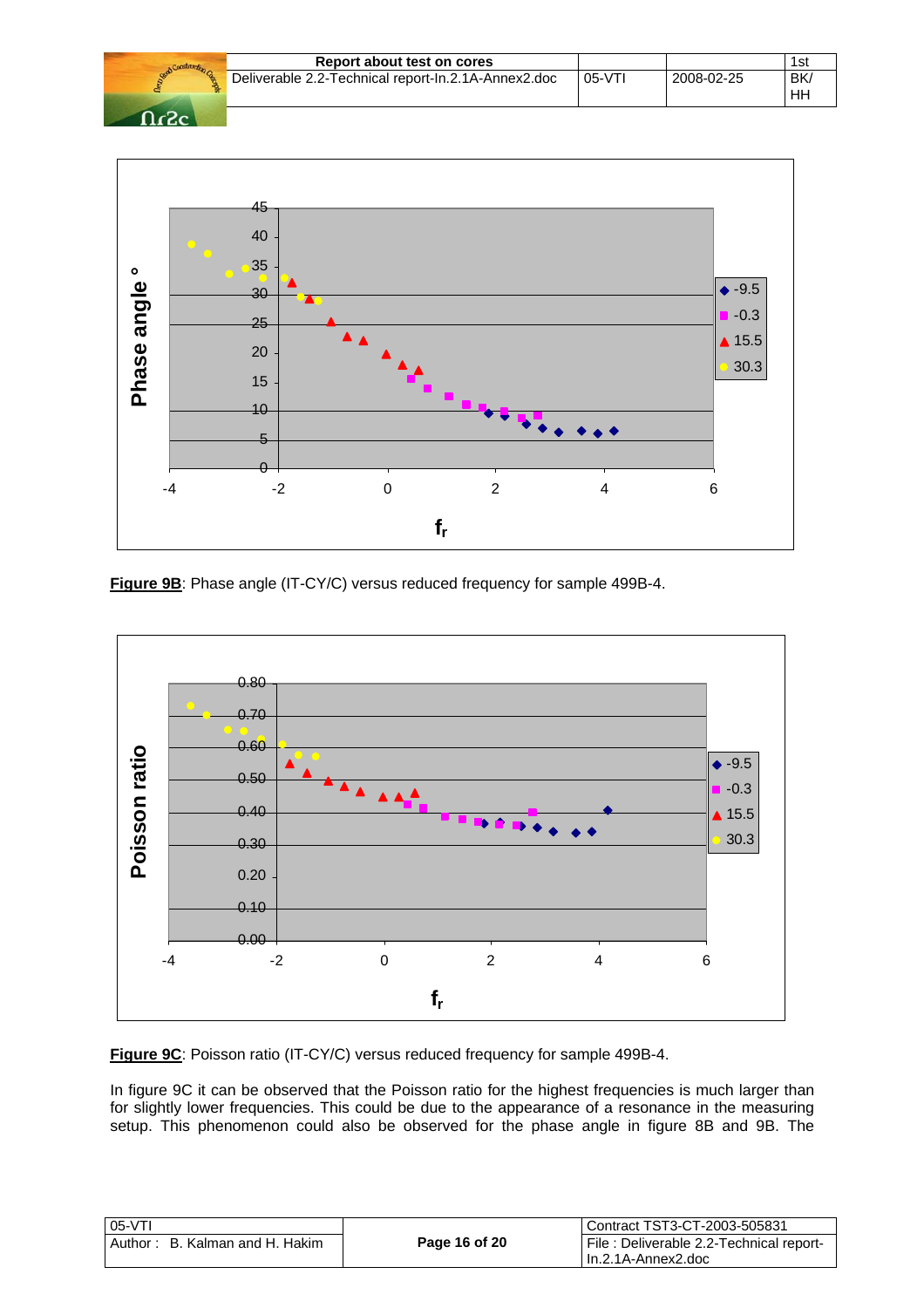**Figure 9B**: Phase angle (IT-CY/C) versus reduced frequency for sample 499B-4.

**Figure 9C**: Poisson ratio (IT-CY/C) versus reduced frequency for sample 499B-4.

In figure 9C it can be observed that the Poisson ratio for the highest frequencies is much larger than for slightly lower frequencies. This could be due to the appearance of a resonance in the measuring setup. This phenomenon could also be observed for the phase angle in figure 8B and 9B. The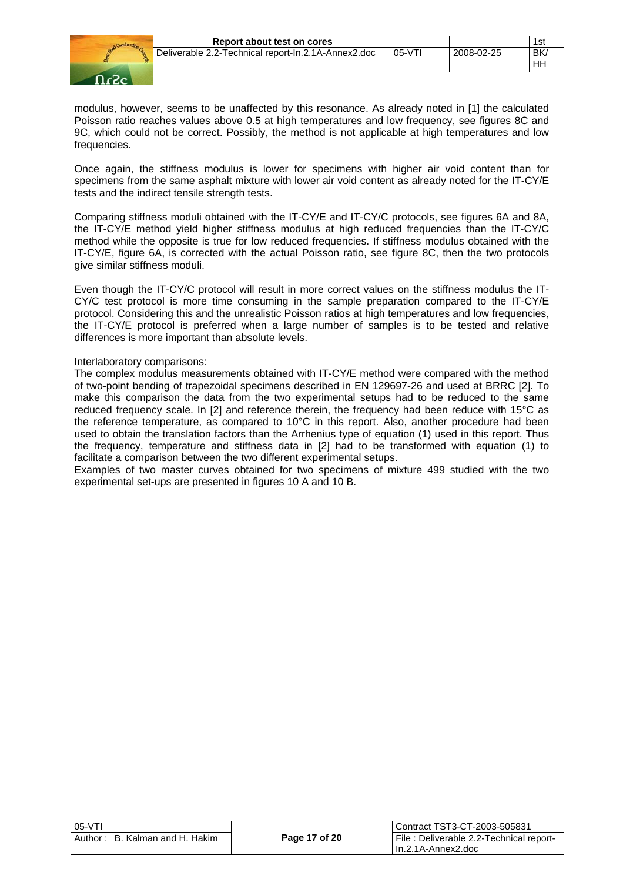modulus, however, seems to be unaffected by this resonance. As already noted in [1] the calculated Poisson ratio reaches values above 0.5 at high temperatures and low frequency, see figures 8C and 9C, which could not be correct. Possibly, the method is not applicable at high temperatures and low frequencies.

Once again, the stiffness modulus is lower for specimens with higher air void content than for specimens from the same asphalt mixture with lower air void content as already noted for the IT-CY/E tests and the indirect tensile strength tests.

Comparing stiffness moduli obtained with the IT-CY/E and IT-CY/C protocols, see figures 6A and 8A, the IT-CY/E method yield higher stiffness modulus at high reduced frequencies than the IT-CY/C method while the opposite is true for low reduced frequencies. If stiffness modulus obtained with the IT-CY/E, figure 6A, is corrected with the actual Poisson ratio, see figure 8C, then the two protocols give similar stiffness moduli.

Even though the IT-CY/C protocol will result in more correct values on the stiffness modulus the IT-CY/C test protocol is more time consuming in the sample preparation compared to the IT-CY/E protocol. Considering this and the unrealistic Poisson ratios at high temperatures and low frequencies, the IT-CY/E protocol is preferred when a large number of samples is to be tested and relative differences is more important than absolute levels.

Interlaboratory comparisons:

The complex modulus measurements obtained with IT-CY/E method were compared with the method of two-point bending of trapezoidal specimens described in EN 129697-26 and used at BRRC [2]. To make this comparison the data from the two experimental setups had to be reduced to the same reduced frequency scale. In [2] and reference therein, the frequency had been reduce with 15°C as the reference temperature, as compared to 10°C in this report. Also, another procedure had been used to obtain the translation factors than the Arrhenius type of equation (1) used in this report. Thus the frequency, temperature and stiffness data in [2] had to be transformed with equation (1) to facilitate a comparison between the two different experimental setups.

Examples of two master curves obtained for two specimens of mixture 499 studied with the two experimental set-ups are presented in figures 10 A and 10 B.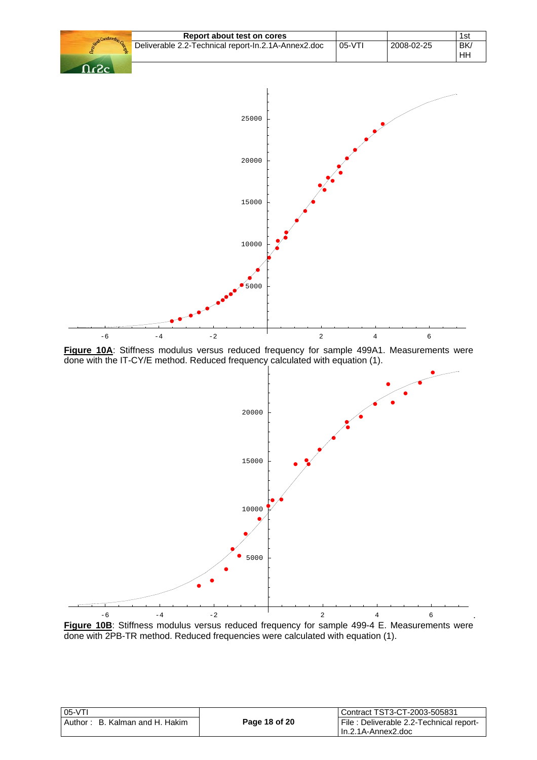**Figure 10A**: Stiffness modulus versus reduced frequency for sample 499A1. Measurements were done with the IT-CY/E method. Reduced frequency calculated with equation (1).

**Figure 10B**: Stiffness modulus versus reduced frequency for sample 499-4 E. Measurements were done with 2PB-TR method. Reduced frequencies were calculated with equation (1).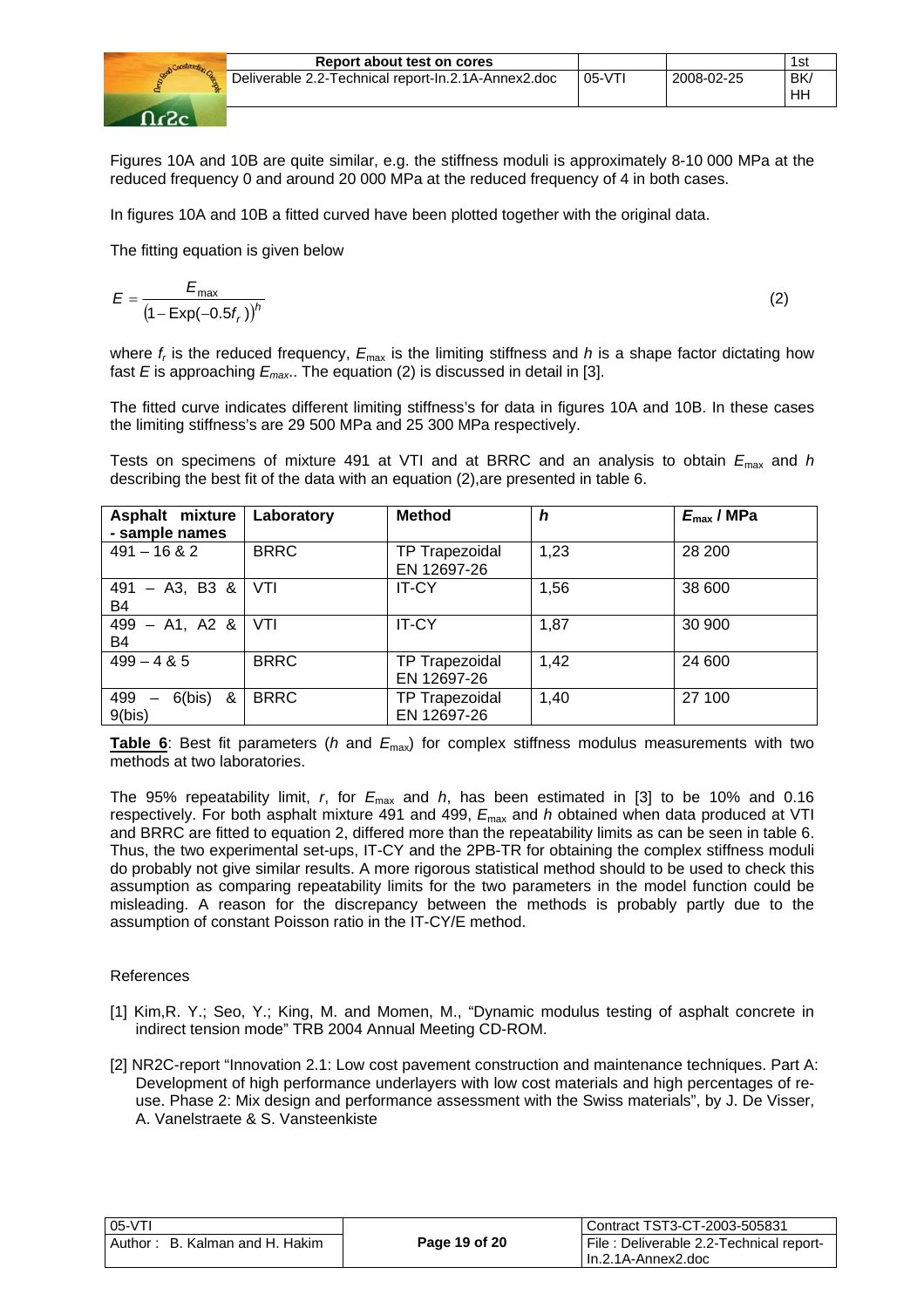Figures 10A and 10B are quite similar, e.g. the stiffness moduli is approximately 8-10 000 MPa at the reduced frequency 0 and around 20 000 MPa at the reduced frequency of 4 in both cases.

In figures 10A and 10B a fitted curved have been plotted together with the original data.

The fitting equation is given below

$$E = \frac{E_{\max}}{\left(1 - \mathrm{Exp}(-0.5 f_r)\right)^h} \tag{2}$$

where $f_r$ is the reduced frequency, $E_{\max}$ is the limiting stiffness and $h$ is a shape factor dictating how fast $E$ is approaching $E_{max}$.. The equation (2) is discussed in detail in [3].

The fitted curve indicates different limiting stiffness's for data in figures 10A and 10B. In these cases the limiting stiffness's are 29 500 MPa and 25 300 MPa respectively.

Tests on specimens of mixture 491 at VTI and at BRRC and an analysis to obtain $E_{\max}$ and $h$ describing the best fit of the data with an equation (2),are presented in table 6.

| Asphalt mixture - sample names | Laboratory | Method | $h$ | $E_{\max}$ / MPa |
|---|---|---|---|---|
| 491 – 16 & 2 | BRRC | TP Trapezoidal EN 12697-26 | 1,23 | 28 200 |
| 491 – A3, B3 & B4 | VTI | IT-CY | 1,56 | 38 600 |
| 499 – A1, A2 & B4 | VTI | IT-CY | 1,87 | 30 900 |
| 499 – 4 & 5 | BRRC | TP Trapezoidal EN 12697-26 | 1,42 | 24 600 |
| 499 – 6(bis) & 9(bis) | BRRC | TP Trapezoidal EN 12697-26 | 1,40 | 27 100 |

**Table 6**: Best fit parameters ($h$ and $E_{\max}$) for complex stiffness modulus measurements with two methods at two laboratories.

The 95% repeatability limit, $r$, for $E_{\max}$ and $h$, has been estimated in [3] to be 10% and 0.16 respectively. For both asphalt mixture 491 and 499, $E_{\max}$ and $h$ obtained when data produced at VTI and BRRC are fitted to equation 2, differed more than the repeatability limits as can be seen in table 6. Thus, the two experimental set-ups, IT-CY and the 2PB-TR for obtaining the complex stiffness moduli do probably not give similar results. A more rigorous statistical method should to be used to check this assumption as comparing repeatability limits for the two parameters in the model function could be misleading. A reason for the discrepancy between the methods is probably partly due to the assumption of constant Poisson ratio in the IT-CY/E method.

References

[1] Kim,R. Y.; Seo, Y.; King, M. and Momen, M., "Dynamic modulus testing of asphalt concrete in indirect tension mode" TRB 2004 Annual Meeting CD-ROM.

[2] NR2C-report "Innovation 2.1: Low cost pavement construction and maintenance techniques. Part A: Development of high performance underlayers with low cost materials and high percentages of re-use. Phase 2: Mix design and performance assessment with the Swiss materials", by J. De Visser, A. Vanelstraete & S. Vansteenkiste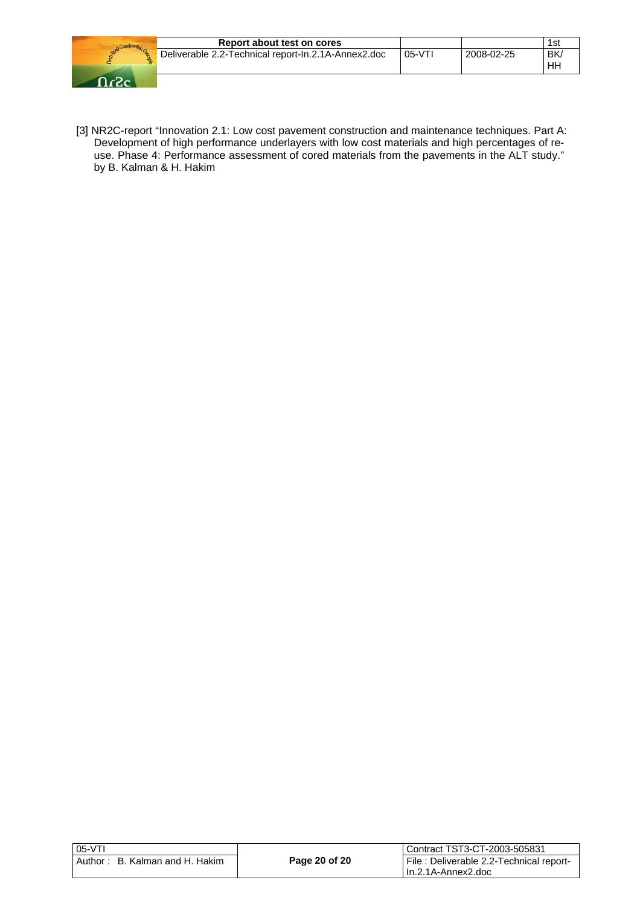[3] NR2C-report "Innovation 2.1: Low cost pavement construction and maintenance techniques. Part A: Development of high performance underlayers with low cost materials and high percentages of re-use. Phase 4: Performance assessment of cored materials from the pavements in the ALT study." by B. Kalman & H. Hakim